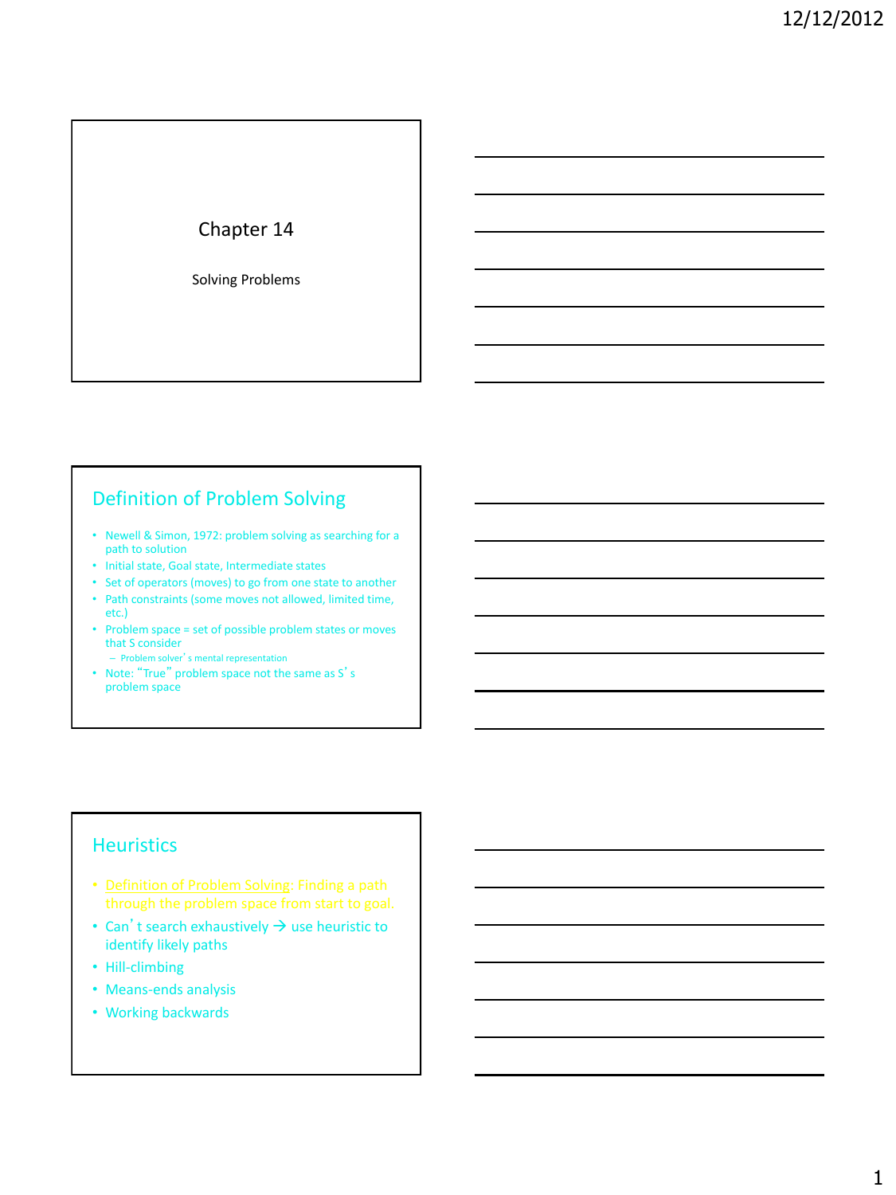# Chapter 14

Solving Problems

## Definition of Problem Solving

- Newell & Simon, 1972: problem solving as searching for a path to solution
- Initial state, Goal state, Intermediate states
- Set of operators (moves) to go from one state to another
- Path constraints (some moves not allowed, limited time, etc.)
- Problem space = set of possible problem states or moves that S consider
  - Problem solver's mental representation
- Note: "True" problem space not the same as S's problem space

## Heuristics

- Definition of Problem Solving: Finding a path through the problem space from start to goal.
- Can't search exhaustively → use heuristic to identify likely paths
- Hill-climbing
- Means-ends analysis
- Working backwards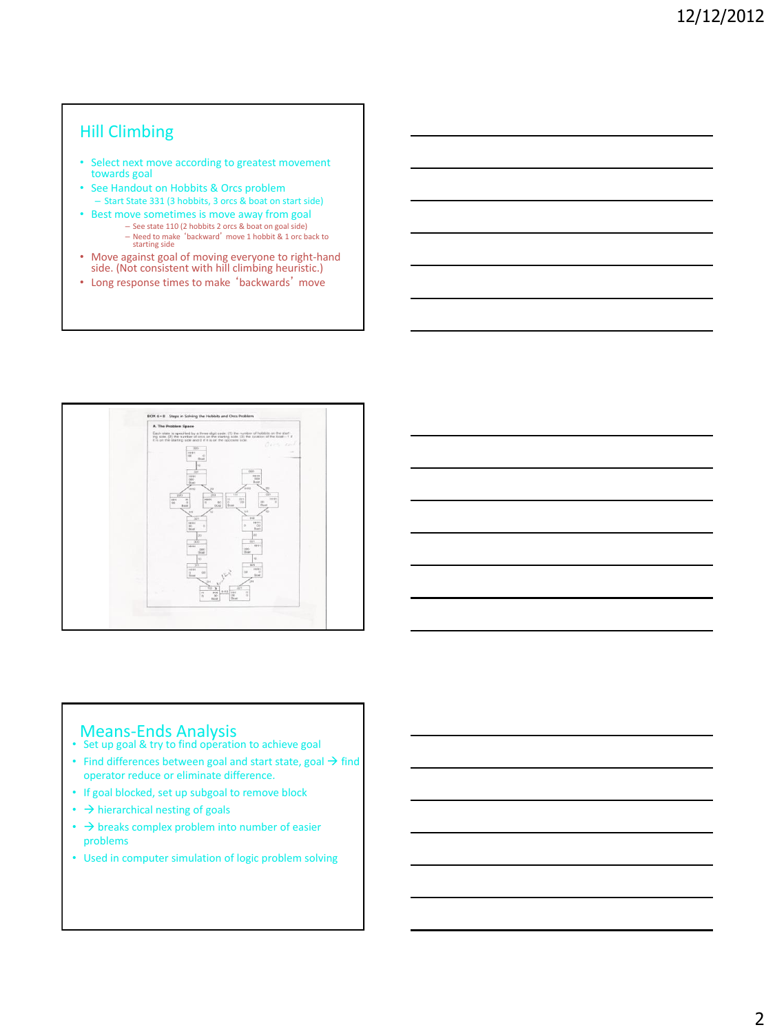## Hill Climbing

- Select next move according to greatest movement towards goal
- See Handout on Hobbits & Orcs problem
  - Start State 331 (3 hobbits, 3 orcs & boat on start side)
- Best move sometimes is move away from goal
  - See state 110 (2 hobbits 2 orcs & boat on goal side)
  - Need to make 'backward' move 1 hobbit & 1 orc back to starting side
- Move against goal of moving everyone to right-hand side. (Not consistent with hill climbing heuristic.)
- Long response times to make 'backwards' move

BOX 6-8 Steps in Solving the Hobbits and Orcs Problem

A. The Problem Space

## Means-Ends Analysis

- Set up goal & try to find operation to achieve goal
- Find differences between goal and start state, goal → find operator reduce or eliminate difference.
- If goal blocked, set up subgoal to remove block
- → hierarchical nesting of goals
- → breaks complex problem into number of easier problems
- Used in computer simulation of logic problem solving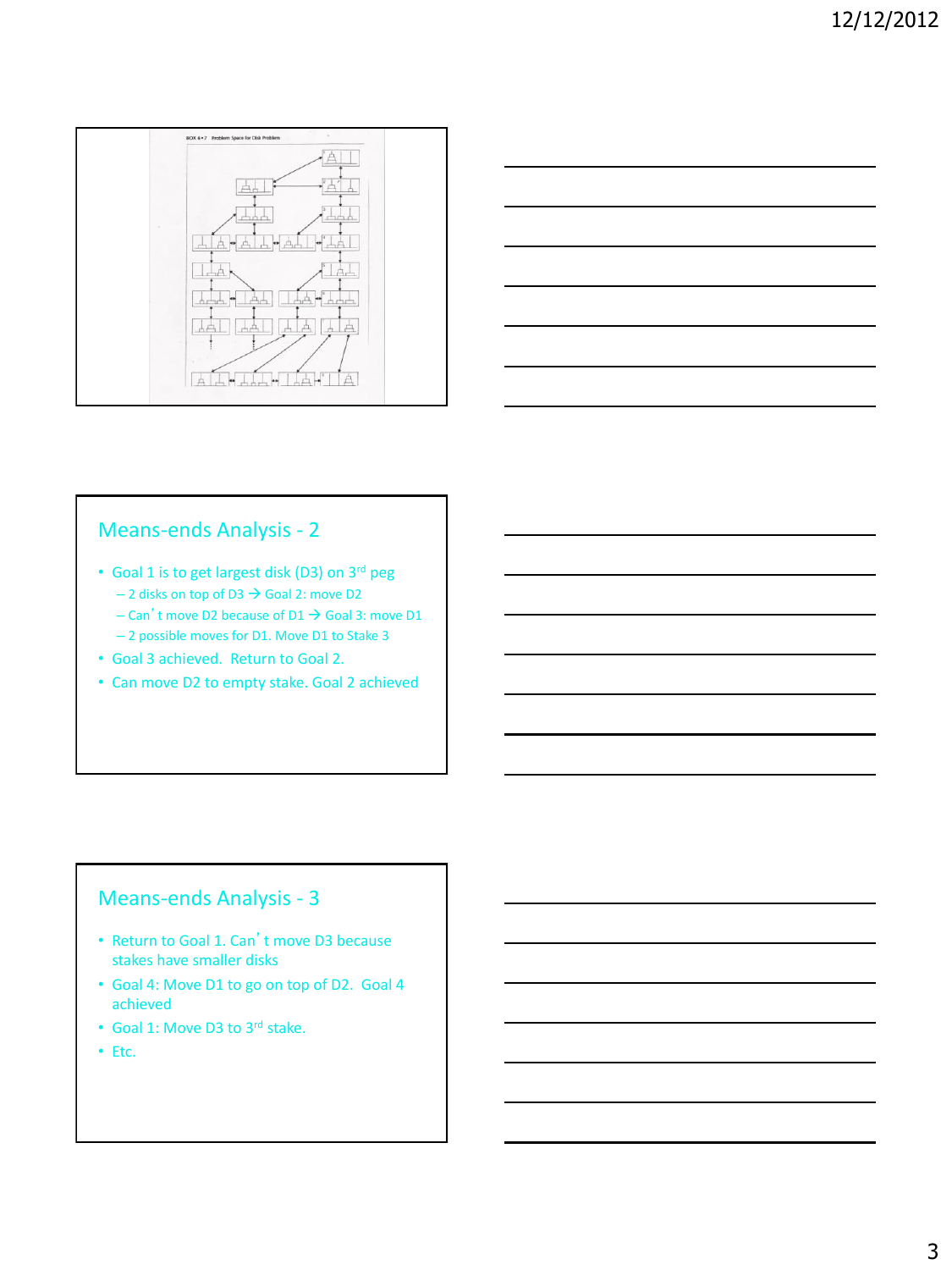## Means-ends Analysis - 2

- Goal 1 is to get largest disk (D3) on 3rd peg
  - 2 disks on top of D3 → Goal 2: move D2
  - Can't move D2 because of D1 → Goal 3: move D1
  - 2 possible moves for D1. Move D1 to Stake 3
- Goal 3 achieved. Return to Goal 2.
- Can move D2 to empty stake. Goal 2 achieved

## Means-ends Analysis - 3

- Return to Goal 1. Can't move D3 because stakes have smaller disks
- Goal 4: Move D1 to go on top of D2. Goal 4 achieved
- Goal 1: Move D3 to 3rd stake.
- Etc.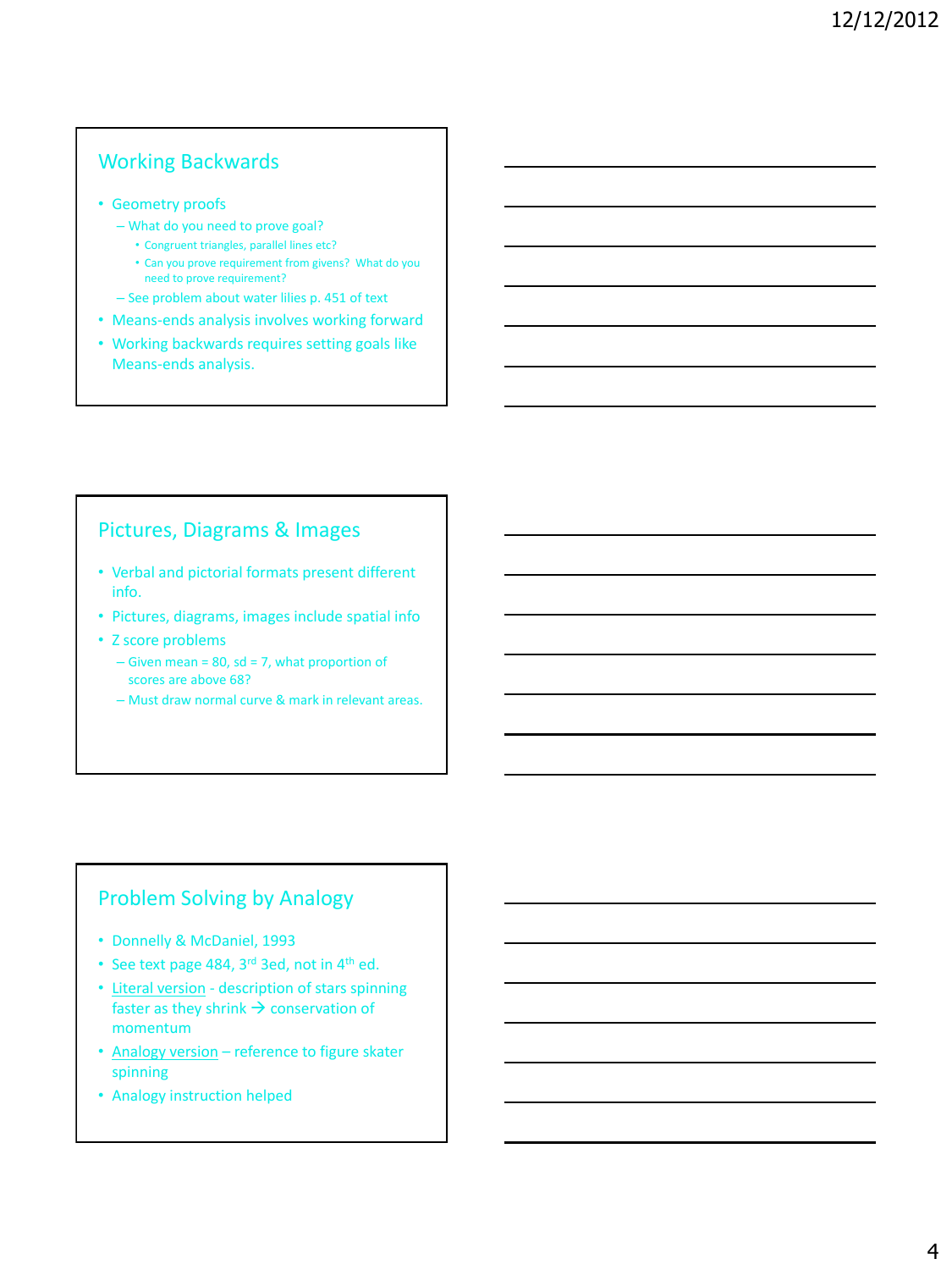## Working Backwards

- Geometry proofs
  - What do you need to prove goal?
    - Congruent triangles, parallel lines etc?
    - Can you prove requirement from givens? What do you need to prove requirement?
  - See problem about water lilies p. 451 of text
- Means-ends analysis involves working forward
- Working backwards requires setting goals like Means-ends analysis.

## Pictures, Diagrams & Images

- Verbal and pictorial formats present different info.
- Pictures, diagrams, images include spatial info
- Z score problems
  - Given mean = 80, sd = 7, what proportion of scores are above 68?
  - Must draw normal curve & mark in relevant areas.

## Problem Solving by Analogy

- Donnelly & McDaniel, 1993
- See text page 484, 3rd 3ed, not in 4th ed.
- Literal version - description of stars spinning faster as they shrink → conservation of momentum
- Analogy version – reference to figure skater spinning
- Analogy instruction helped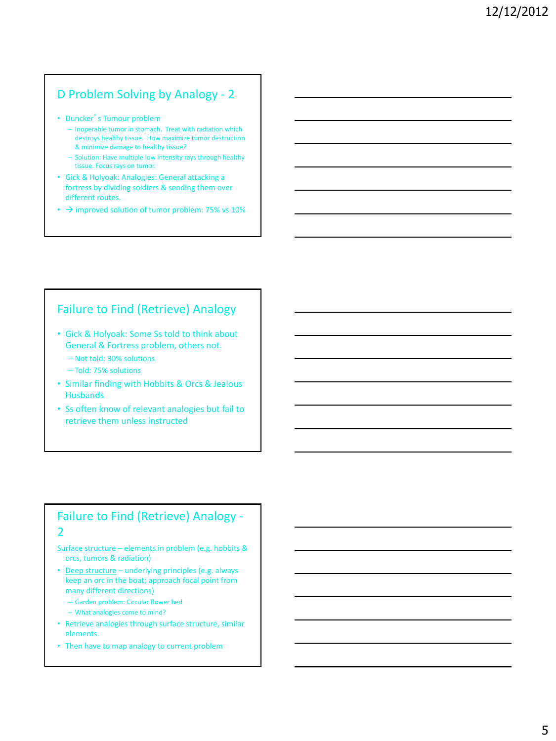## D Problem Solving by Analogy - 2

- Duncker's Tumour problem
  - Inoperable tumor in stomach. Treat with radiation which destroys healthy tissue. How maximize tumor destruction & minimize damage to healthy tissue?
  - Solution: Have multiple low intensity rays through healthy tissue. Focus rays on tumor.
- Gick & Holyoak: Analogies: General attacking a fortress by dividing soldiers & sending them over different routes.
- → improved solution of tumor problem: 75% vs 10%

## Failure to Find (Retrieve) Analogy

- Gick & Holyoak: Some Ss told to think about General & Fortress problem, others not.
  - Not told: 30% solutions
  - Told: 75% solutions
- Similar finding with Hobbits & Orcs & Jealous Husbands
- Ss often know of relevant analogies but fail to retrieve them unless instructed

## Failure to Find (Retrieve) Analogy - 2

Surface structure – elements in problem (e.g. hobbits & orcs, tumors & radiation)

- Deep structure – underlying principles (e.g. always keep an orc in the boat; approach focal point from many different directions)
  - Garden problem: Circular flower bed
  - What analogies come to mind?
- Retrieve analogies through surface structure, similar elements.
- Then have to map analogy to current problem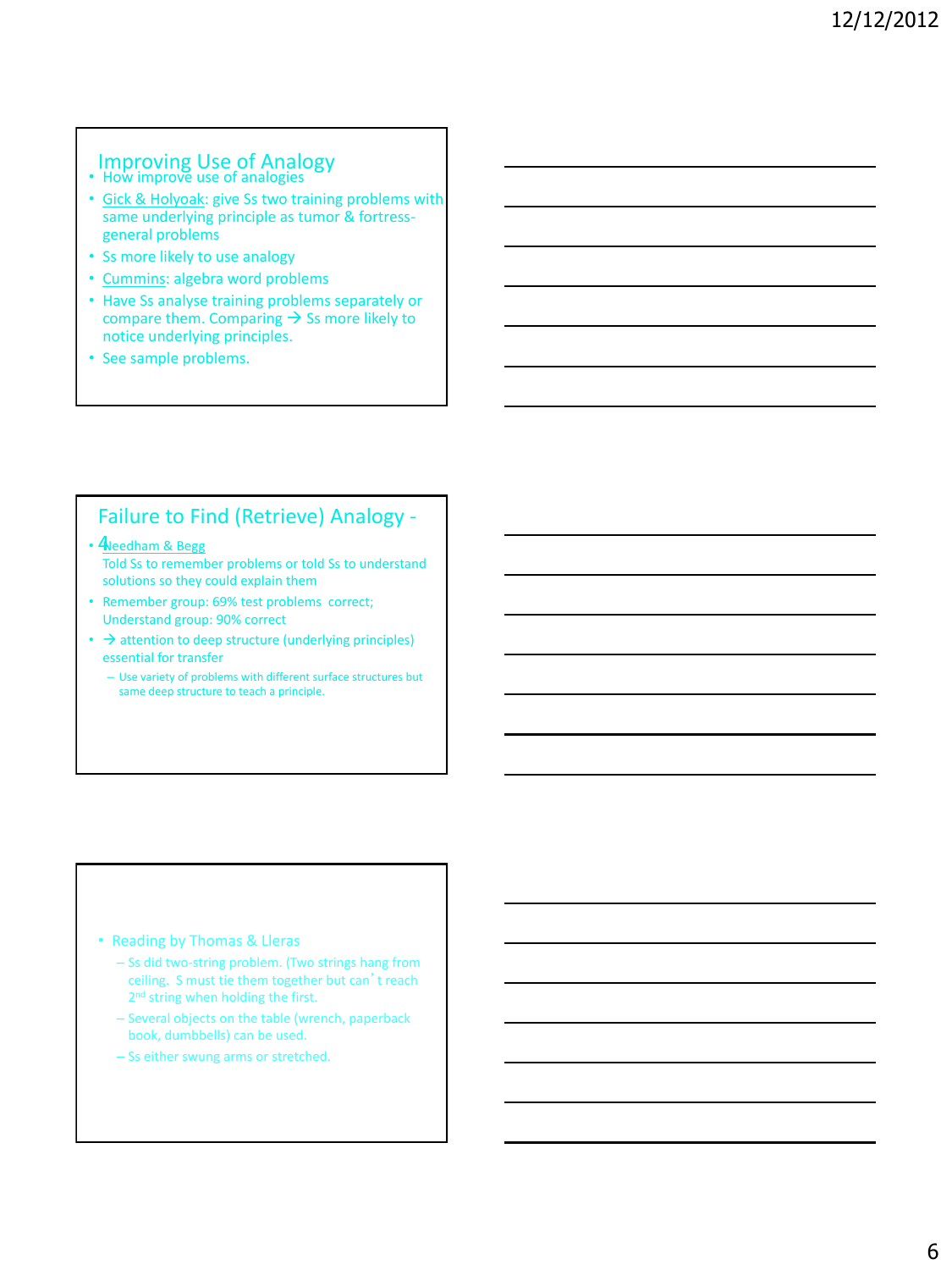## Improving Use of Analogy

- How improve use of analogies
- Gick & Holyoak: give Ss two training problems with same underlying principle as tumor & fortress-general problems
- Ss more likely to use analogy
- Cummins: algebra word problems
- Have Ss analyse training problems separately or compare them. Comparing → Ss more likely to notice underlying principles.
- See sample problems.

## Failure to Find (Retrieve) Analogy - 4

- Needham & Begg
  Told Ss to remember problems or told Ss to understand solutions so they could explain them
- Remember group: 69% test problems correct; Understand group: 90% correct
- → attention to deep structure (underlying principles) essential for transfer
  - Use variety of problems with different surface structures but same deep structure to teach a principle.

---

- Reading by Thomas & Lleras
  - Ss did two-string problem. (Two strings hang from ceiling. S must tie them together but can't reach 2nd string when holding the first.
  - Several objects on the table (wrench, paperback book, dumbbells) can be used.
  - Ss either swung arms or stretched.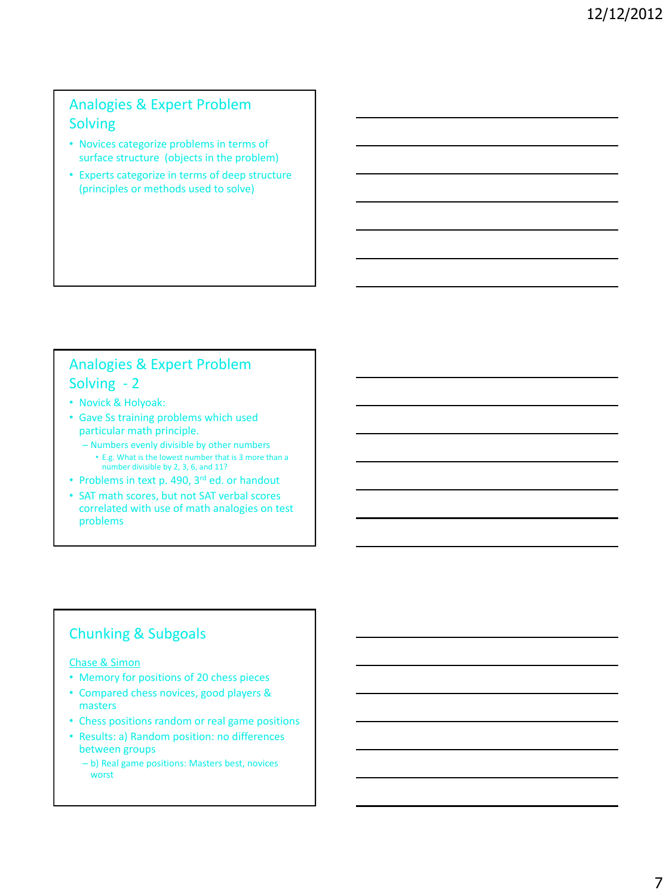## Analogies & Expert Problem Solving

- Novices categorize problems in terms of surface structure (objects in the problem)
- Experts categorize in terms of deep structure (principles or methods used to solve)

## Analogies & Expert Problem Solving - 2

- Novick & Holyoak:
- Gave Ss training problems which used particular math principle.
  - Numbers evenly divisible by other numbers
    - E.g. What is the lowest number that is 3 more than a number divisible by 2, 3, 6, and 11?
- Problems in text p. 490, 3rd ed. or handout
- SAT math scores, but not SAT verbal scores correlated with use of math analogies on test problems

## Chunking & Subgoals

Chase & Simon

- Memory for positions of 20 chess pieces
- Compared chess novices, good players & masters
- Chess positions random or real game positions
- Results: a) Random position: no differences between groups
  - b) Real game positions: Masters best, novices worst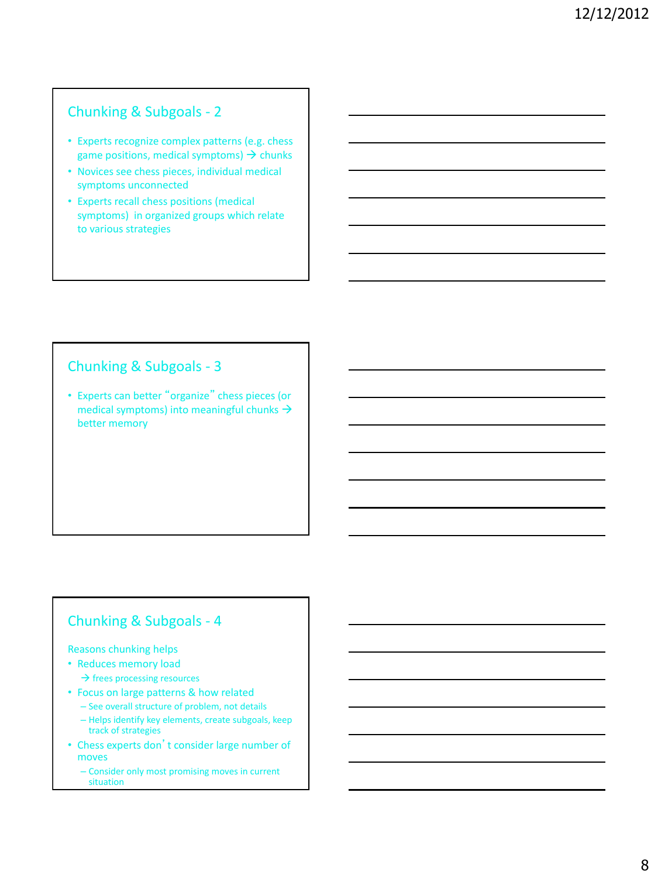## Chunking & Subgoals - 2

- Experts recognize complex patterns (e.g. chess game positions, medical symptoms) → chunks
- Novices see chess pieces, individual medical symptoms unconnected
- Experts recall chess positions (medical symptoms) in organized groups which relate to various strategies

## Chunking & Subgoals - 3

- Experts can better "organize" chess pieces (or medical symptoms) into meaningful chunks → better memory

## Chunking & Subgoals - 4

Reasons chunking helps

- Reduces memory load
  - → frees processing resources
- Focus on large patterns & how related
  - See overall structure of problem, not details
  - Helps identify key elements, create subgoals, keep track of strategies
- Chess experts don't consider large number of moves
  - Consider only most promising moves in current situation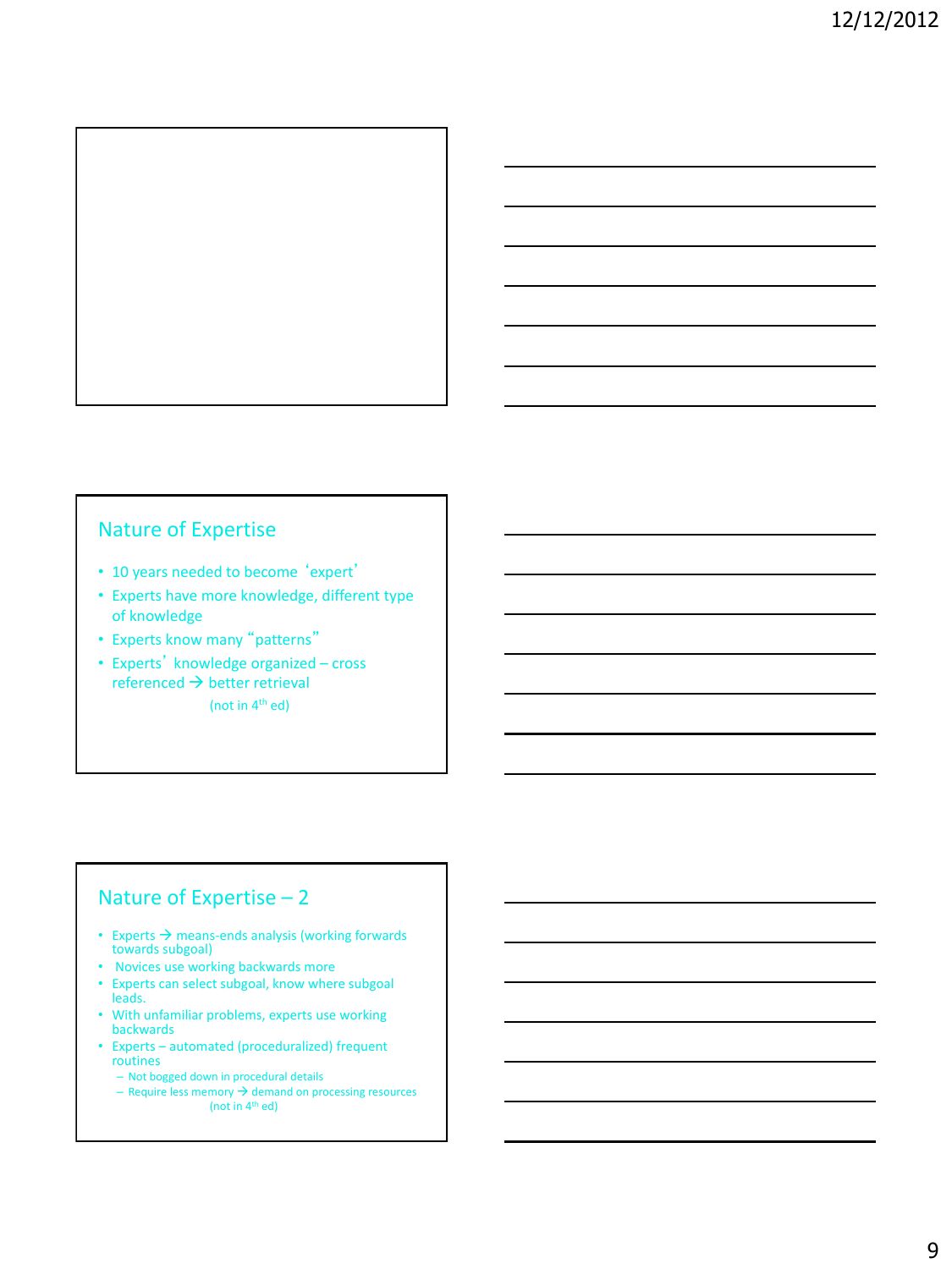## Nature of Expertise

- 10 years needed to become 'expert'
- Experts have more knowledge, different type of knowledge
- Experts know many "patterns"
- Experts' knowledge organized – cross referenced → better retrieval

(not in 4th ed)

## Nature of Expertise – 2

- Experts → means-ends analysis (working forwards towards subgoal)
- Novices use working backwards more
- Experts can select subgoal, know where subgoal leads.
- With unfamiliar problems, experts use working backwards
- Experts – automated (proceduralized) frequent routines
  - Not bogged down in procedural details
  - Require less memory → demand on processing resources

(not in 4th ed)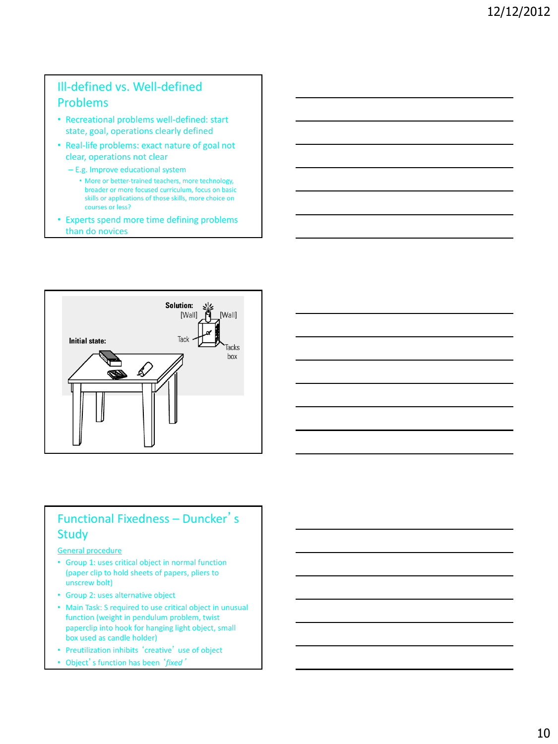## Ill-defined vs. Well-defined Problems

- Recreational problems well-defined: start state, goal, operations clearly defined
- Real-life problems: exact nature of goal not clear, operations not clear
  - E.g. Improve educational system
    - More or better-trained teachers, more technology, broader or more focused curriculum, focus on basic skills or applications of those skills, more choice on courses or less?
- Experts spend more time defining problems than do novices

Initial state:

Solution: [Wall] [Wall] Tack Tacks box

## Functional Fixedness – Duncker's Study

General procedure

- Group 1: uses critical object in normal function (paper clip to hold sheets of papers, pliers to unscrew bolt)
- Group 2: uses alternative object
- Main Task: S required to use critical object in unusual function (weight in pendulum problem, twist paperclip into hook for hanging light object, small box used as candle holder)
- Preutilization inhibits 'creative' use of object
- Object's function has been '*fixed*'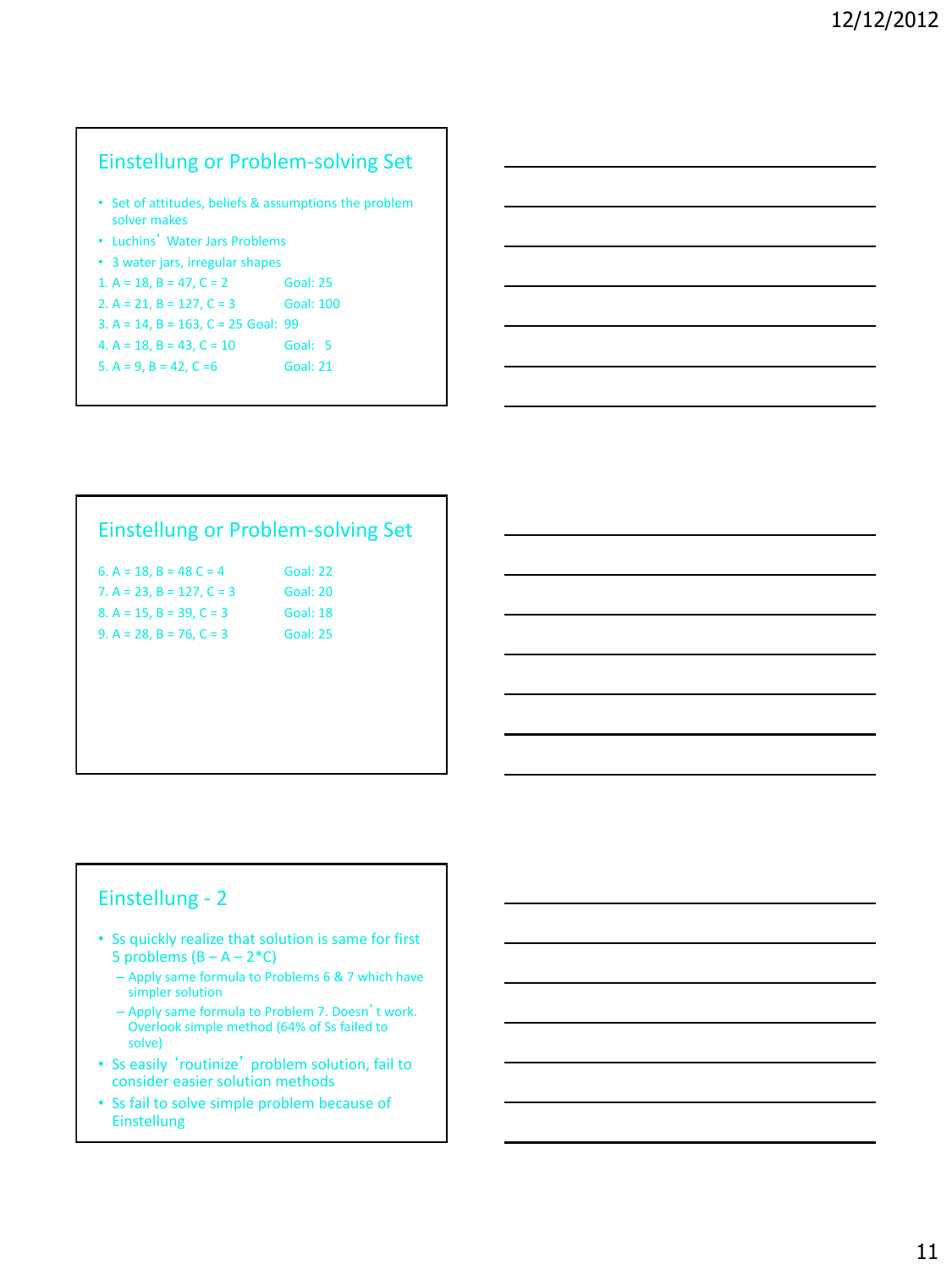## Einstellung or Problem-solving Set

- Set of attitudes, beliefs & assumptions the problem solver makes
- Luchins' Water Jars Problems
- 3 water jars, irregular shapes

1. A = 18, B = 47, C = 2 Goal: 25
2. A = 21, B = 127, C = 3 Goal: 100
3. A = 14, B = 163, C = 25 Goal: 99
4. A = 18, B = 43, C = 10 Goal: 5
5. A = 9, B = 42, C =6 Goal: 21

## Einstellung or Problem-solving Set

6. A = 18, B = 48 C = 4 Goal: 22
7. A = 23, B = 127, C = 3 Goal: 20
8. A = 15, B = 39, C = 3 Goal: 18
9. A = 28, B = 76, C = 3 Goal: 25

## Einstellung - 2

- Ss quickly realize that solution is same for first 5 problems (B – A – 2*C)
  - Apply same formula to Problems 6 & 7 which have simpler solution
  - Apply same formula to Problem 7. Doesn't work. Overlook simple method (64% of Ss failed to solve)
- Ss easily 'routinize' problem solution, fail to consider easier solution methods
- Ss fail to solve simple problem because of Einstellung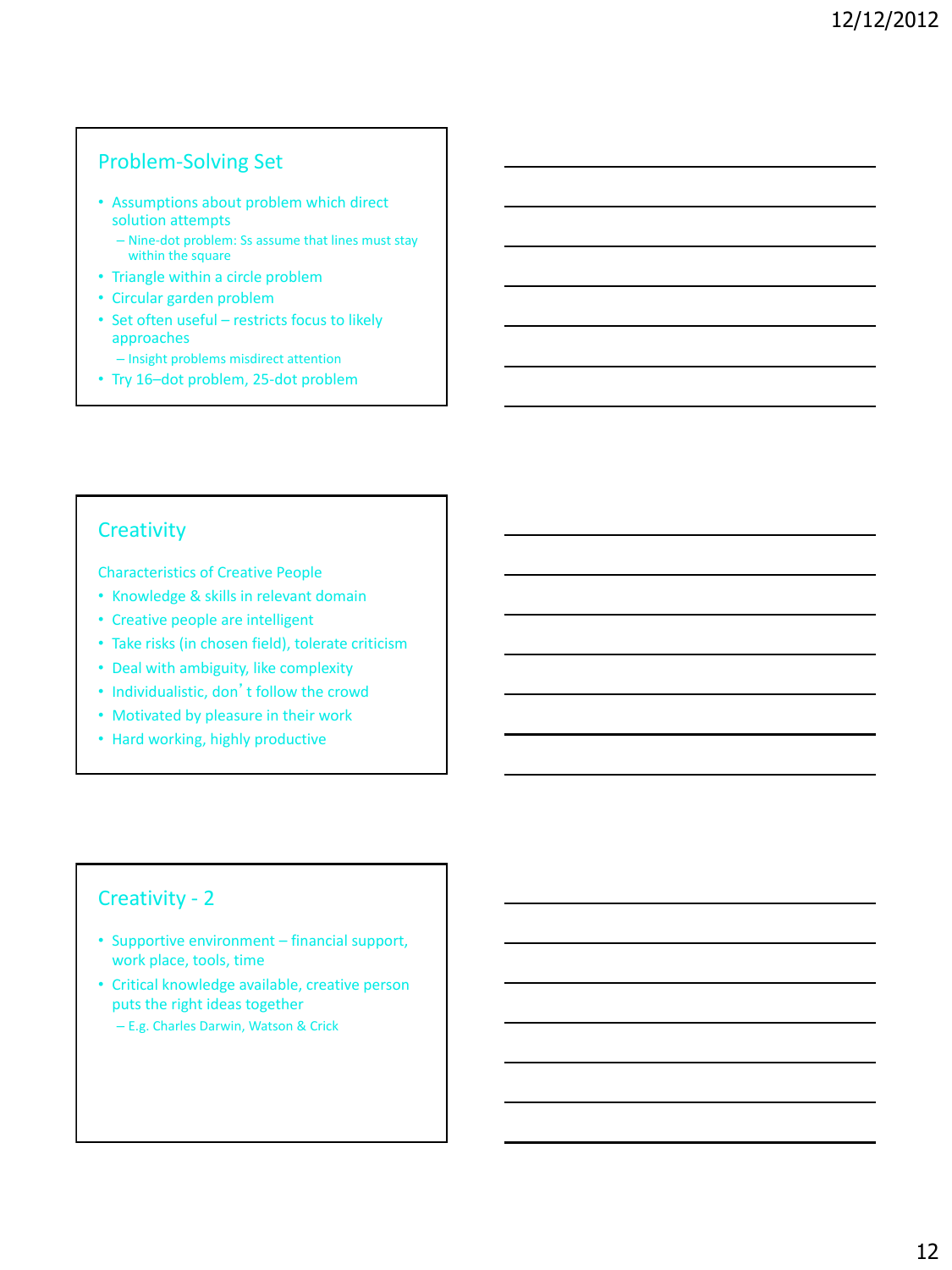## Problem-Solving Set

- Assumptions about problem which direct solution attempts
  - Nine-dot problem: Ss assume that lines must stay within the square
- Triangle within a circle problem
- Circular garden problem
- Set often useful – restricts focus to likely approaches
  - Insight problems misdirect attention
- Try 16–dot problem, 25-dot problem

## Creativity

Characteristics of Creative People

- Knowledge & skills in relevant domain
- Creative people are intelligent
- Take risks (in chosen field), tolerate criticism
- Deal with ambiguity, like complexity
- Individualistic, don't follow the crowd
- Motivated by pleasure in their work
- Hard working, highly productive

## Creativity - 2

- Supportive environment – financial support, work place, tools, time
- Critical knowledge available, creative person puts the right ideas together
  - E.g. Charles Darwin, Watson & Crick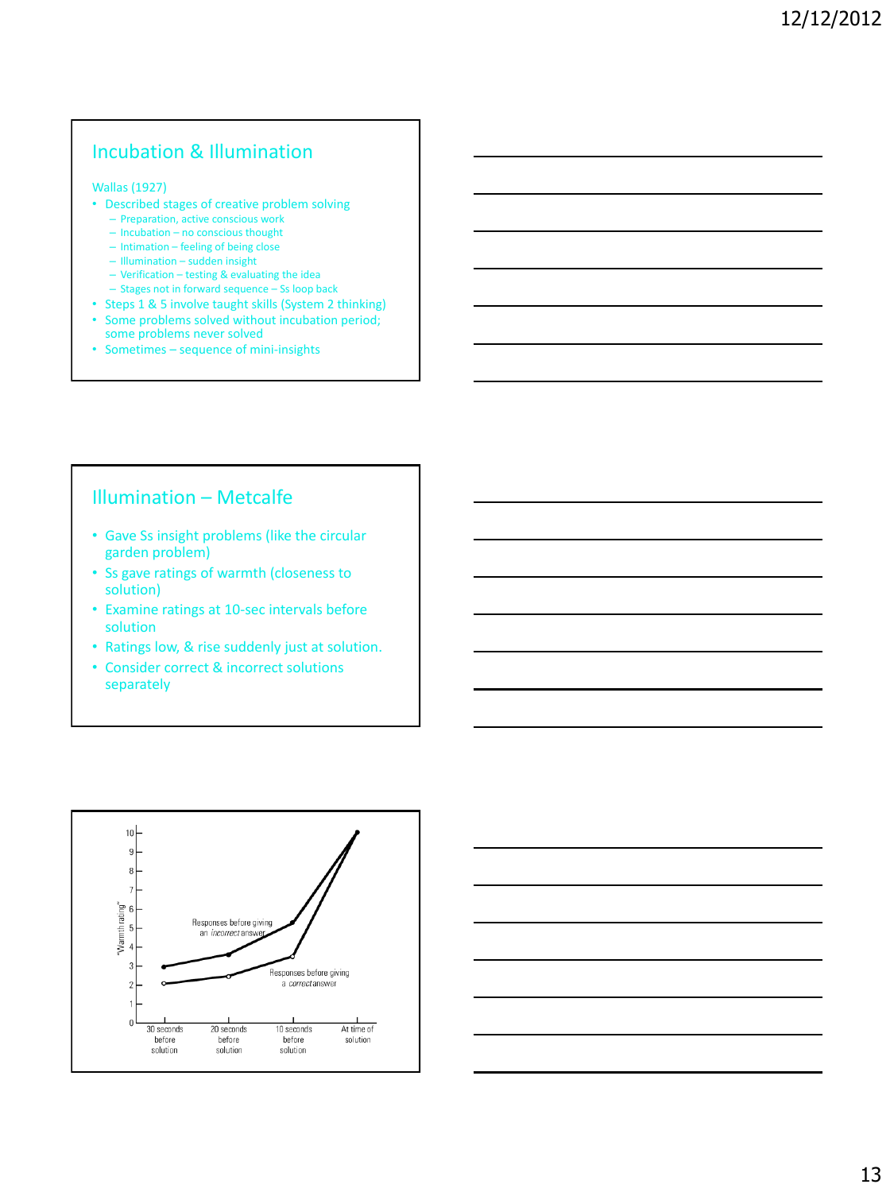## Incubation & Illumination

Wallas (1927)

- Described stages of creative problem solving
  - Preparation, active conscious work
  - Incubation – no conscious thought
  - Intimation – feeling of being close
  - Illumination – sudden insight
  - Verification – testing & evaluating the idea
  - Stages not in forward sequence – Ss loop back
- Steps 1 & 5 involve taught skills (System 2 thinking)
- Some problems solved without incubation period; some problems never solved
- Sometimes – sequence of mini-insights

## Illumination – Metcalfe

- Gave Ss insight problems (like the circular garden problem)
- Ss gave ratings of warmth (closeness to solution)
- Examine ratings at 10-sec intervals before solution
- Ratings low, & rise suddenly just at solution.
- Consider correct & incorrect solutions separately

"Warmth rating"

| | 30 seconds before solution | 20 seconds before solution | 10 seconds before solution | At time of solution |
|---|---|---|---|---|
| Responses before giving an *incorrect* answer | ~3 | ~3.6 | ~5.3 | 10 |
| Responses before giving a *correct* answer | ~2.1 | ~2.4 | ~3.5 | 10 |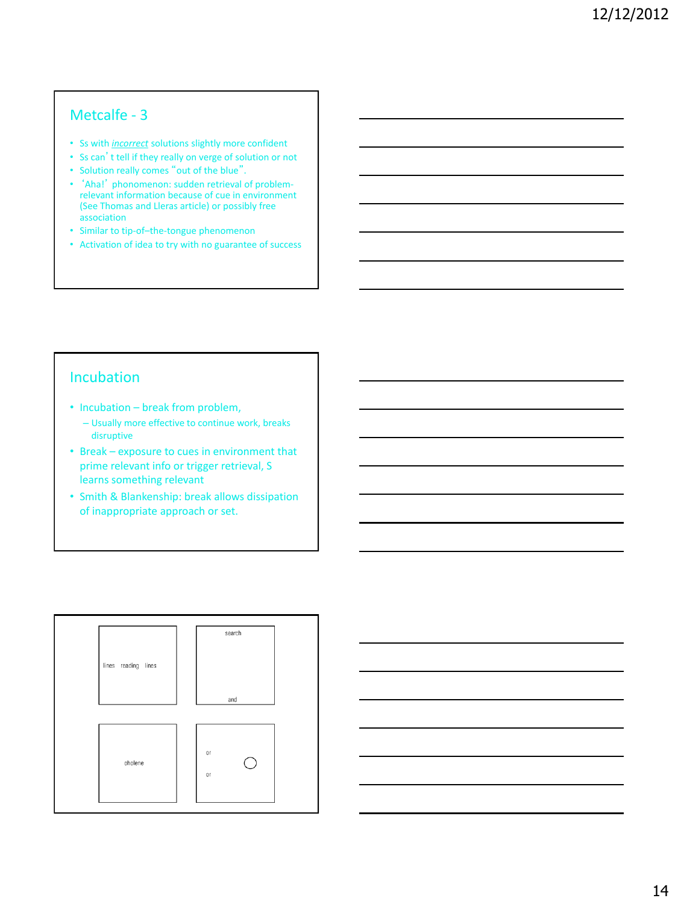## Metcalfe - 3

- Ss with *incorrect* solutions slightly more confident
- Ss can't tell if they really on verge of solution or not
- Solution really comes "out of the blue".
- 'Aha!' phonomenon: sudden retrieval of problem-relevant information because of cue in environment (See Thomas and Lleras article) or possibly free association
- Similar to tip-of–the-tongue phenomenon
- Activation of idea to try with no guarantee of success

## Incubation

- Incubation – break from problem,
  - Usually more effective to continue work, breaks disruptive
- Break – exposure to cues in environment that prime relevant info or trigger retrieval, S learns something relevant
- Smith & Blankenship: break allows dissipation of inappropriate approach or set.

lines reading lines

search

and

oholene

or

or

○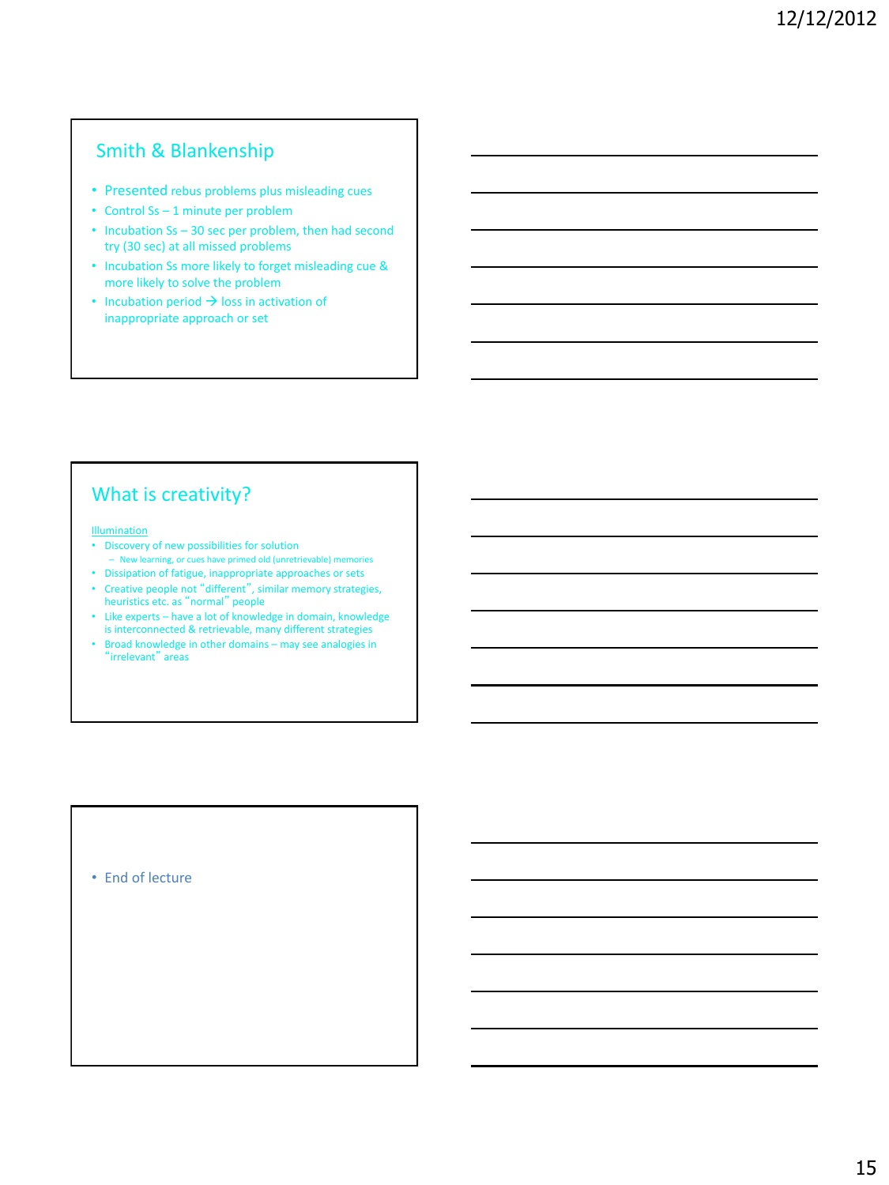## Smith & Blankenship

- Presented rebus problems plus misleading cues
- Control Ss – 1 minute per problem
- Incubation Ss – 30 sec per problem, then had second try (30 sec) at all missed problems
- Incubation Ss more likely to forget misleading cue & more likely to solve the problem
- Incubation period → loss in activation of inappropriate approach or set

## What is creativity?

Illumination

- Discovery of new possibilities for solution
  - New learning, or cues have primed old (unretrievable) memories
- Dissipation of fatigue, inappropriate approaches or sets
- Creative people not "different", similar memory strategies, heuristics etc. as "normal" people
- Like experts – have a lot of knowledge in domain, knowledge is interconnected & retrievable, many different strategies
- Broad knowledge in other domains – may see analogies in "irrelevant" areas

- End of lecture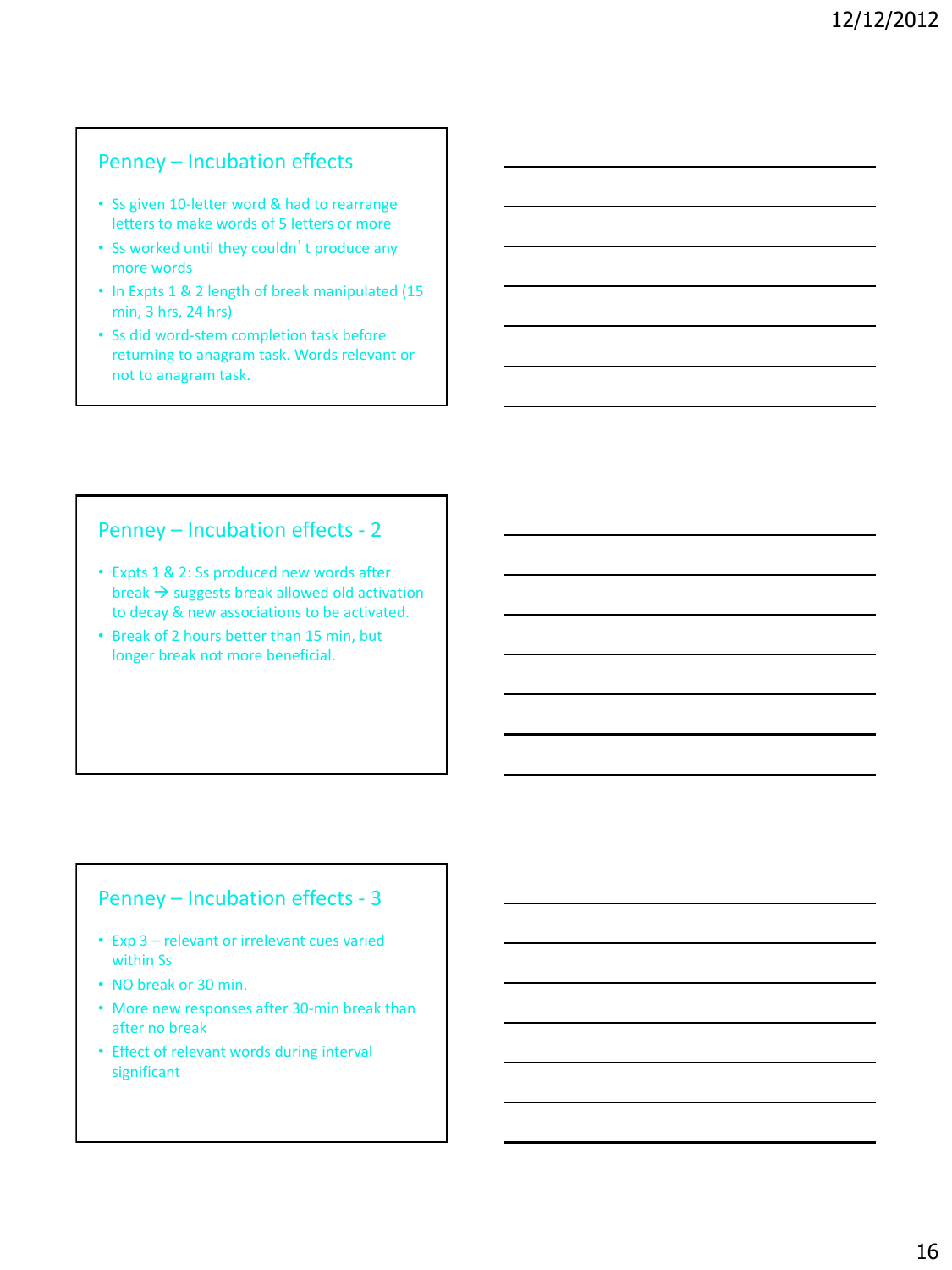## Penney – Incubation effects

- Ss given 10-letter word & had to rearrange letters to make words of 5 letters or more
- Ss worked until they couldn't produce any more words
- In Expts 1 & 2 length of break manipulated (15 min, 3 hrs, 24 hrs)
- Ss did word-stem completion task before returning to anagram task. Words relevant or not to anagram task.

## Penney – Incubation effects - 2

- Expts 1 & 2: Ss produced new words after break → suggests break allowed old activation to decay & new associations to be activated.
- Break of 2 hours better than 15 min, but longer break not more beneficial.

## Penney – Incubation effects - 3

- Exp 3 – relevant or irrelevant cues varied within Ss
- NO break or 30 min.
- More new responses after 30-min break than after no break
- Effect of relevant words during interval significant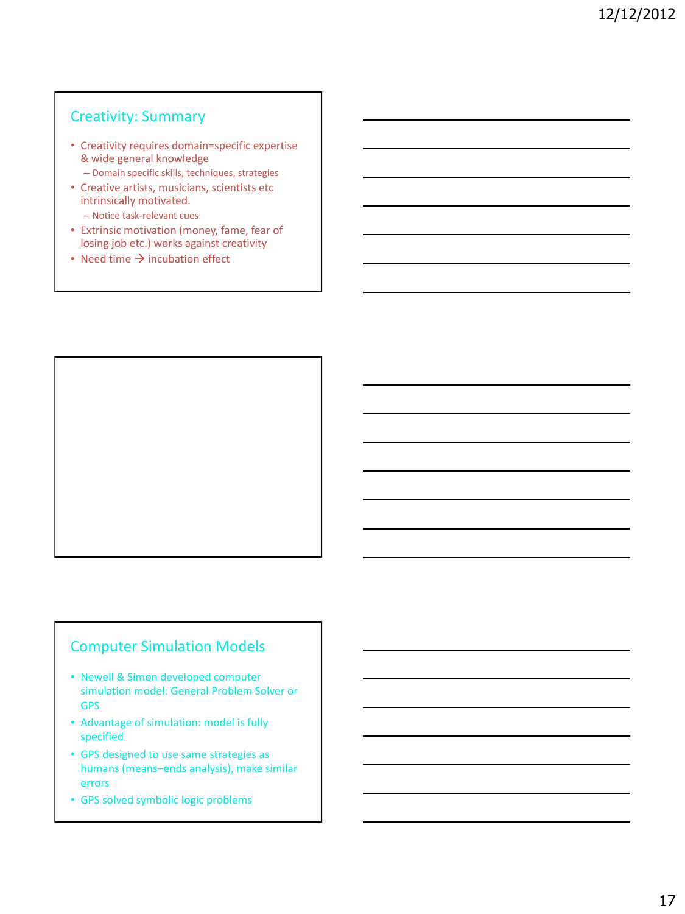## Creativity: Summary

- Creativity requires domain=specific expertise & wide general knowledge
  - Domain specific skills, techniques, strategies
- Creative artists, musicians, scientists etc intrinsically motivated.
  - Notice task-relevant cues
- Extrinsic motivation (money, fame, fear of losing job etc.) works against creativity
- Need time → incubation effect

## Computer Simulation Models

- Newell & Simon developed computer simulation model: General Problem Solver or GPS
- Advantage of simulation: model is fully specified
- GPS designed to use same strategies as humans (means–ends analysis), make similar errors
- GPS solved symbolic logic problems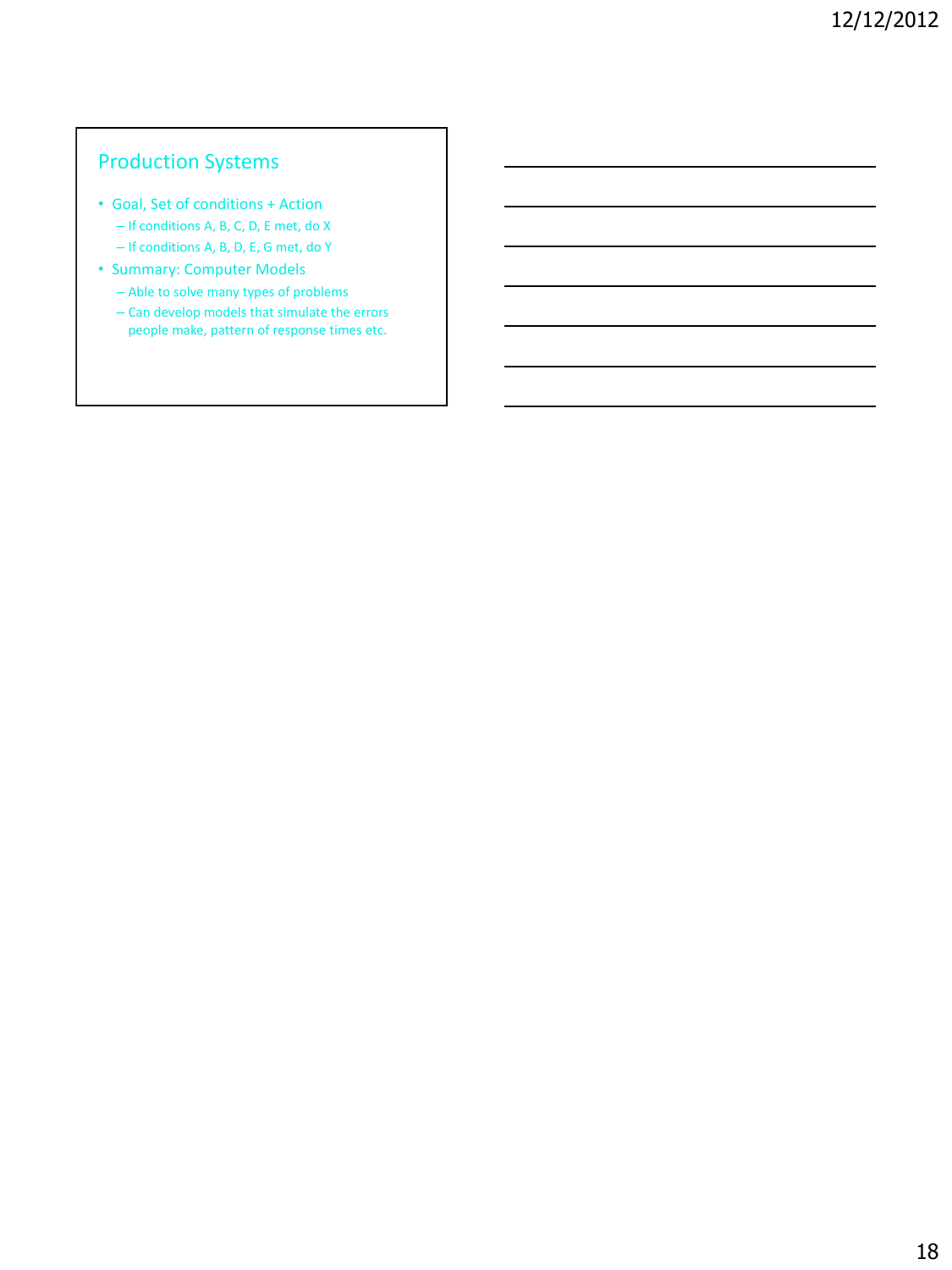## Production Systems

- Goal, Set of conditions + Action
  - If conditions A, B, C, D, E met, do X
  - If conditions A, B, D, E, G met, do Y
- Summary: Computer Models
  - Able to solve many types of problems
  - Can develop models that simulate the errors people make, pattern of response times etc.